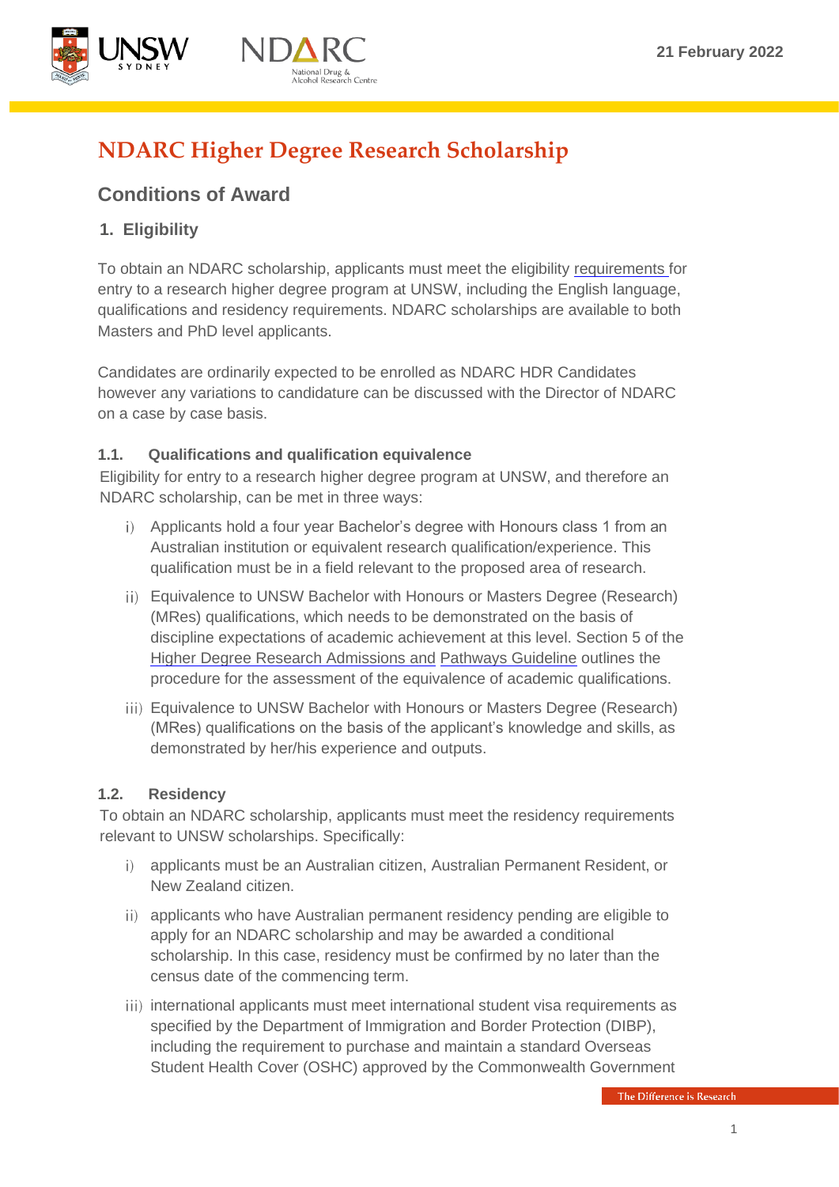21 February 2022

# NDARC Higher Degree Research Scholarship

## Conditions of Award

### 1. Eligibility

To obtain an NDARC scholarship, applicants must meet the eligibility requirements for entry to a research higher degree program at UNSW, including the English language, qualifications and residency requirements. NDARC scholarships are available to both Masters and PhD level applicants.

Candidates are ordinarily expected to be enrolled as NDARC HDR Candidates however any variations to candidature can be discussed with the Director of NDARC on a case by case basis.

#### 1.1. Qualifications and qualification equivalence

Eligibility for entry to a research higher degree program at UNSW, and therefore an NDARC scholarship, can be met in three ways:

i) Applicants hold a four year Bachelor's degree with Honours class 1 from an Australian institution or equivalent research qualification/experience. This qualification must be in a field relevant to the proposed area of research.

ii) Equivalence to UNSW Bachelor with Honours or Masters Degree (Research) (MRes) qualifications, which needs to be demonstrated on the basis of discipline expectations of academic achievement at this level. Section 5 of the Higher Degree Research Admissions and Pathways Guideline outlines the procedure for the assessment of the equivalence of academic qualifications.

iii) Equivalence to UNSW Bachelor with Honours or Masters Degree (Research) (MRes) qualifications on the basis of the applicant's knowledge and skills, as demonstrated by her/his experience and outputs.

#### 1.2. Residency

To obtain an NDARC scholarship, applicants must meet the residency requirements relevant to UNSW scholarships. Specifically:

i) applicants must be an Australian citizen, Australian Permanent Resident, or New Zealand citizen.

ii) applicants who have Australian permanent residency pending are eligible to apply for an NDARC scholarship and may be awarded a conditional scholarship. In this case, residency must be confirmed by no later than the census date of the commencing term.

iii) international applicants must meet international student visa requirements as specified by the Department of Immigration and Border Protection (DIBP), including the requirement to purchase and maintain a standard Overseas Student Health Cover (OSHC) approved by the Commonwealth Government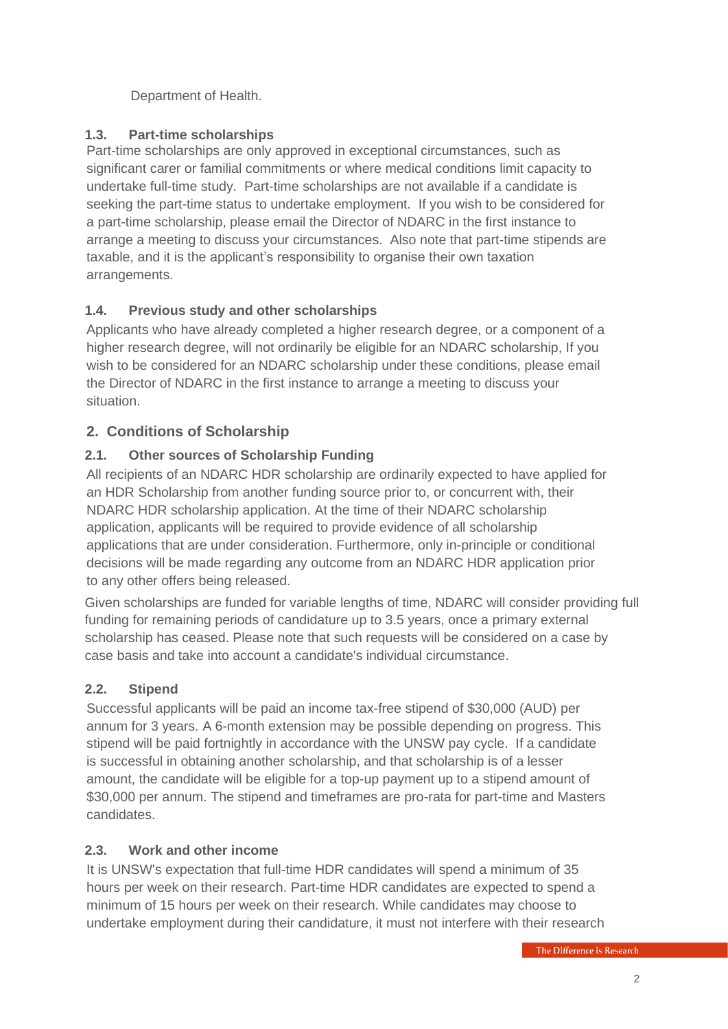Department of Health.

### 1.3. Part-time scholarships

Part-time scholarships are only approved in exceptional circumstances, such as significant carer or familial commitments or where medical conditions limit capacity to undertake full-time study. Part-time scholarships are not available if a candidate is seeking the part-time status to undertake employment. If you wish to be considered for a part-time scholarship, please email the Director of NDARC in the first instance to arrange a meeting to discuss your circumstances. Also note that part-time stipends are taxable, and it is the applicant's responsibility to organise their own taxation arrangements.

### 1.4. Previous study and other scholarships

Applicants who have already completed a higher research degree, or a component of a higher research degree, will not ordinarily be eligible for an NDARC scholarship, If you wish to be considered for an NDARC scholarship under these conditions, please email the Director of NDARC in the first instance to arrange a meeting to discuss your situation.

## 2. Conditions of Scholarship

### 2.1. Other sources of Scholarship Funding

All recipients of an NDARC HDR scholarship are ordinarily expected to have applied for an HDR Scholarship from another funding source prior to, or concurrent with, their NDARC HDR scholarship application. At the time of their NDARC scholarship application, applicants will be required to provide evidence of all scholarship applications that are under consideration. Furthermore, only in-principle or conditional decisions will be made regarding any outcome from an NDARC HDR application prior to any other offers being released.

Given scholarships are funded for variable lengths of time, NDARC will consider providing full funding for remaining periods of candidature up to 3.5 years, once a primary external scholarship has ceased. Please note that such requests will be considered on a case by case basis and take into account a candidate's individual circumstance.

### 2.2. Stipend

Successful applicants will be paid an income tax-free stipend of $30,000 (AUD) per annum for 3 years. A 6-month extension may be possible depending on progress. This stipend will be paid fortnightly in accordance with the UNSW pay cycle. If a candidate is successful in obtaining another scholarship, and that scholarship is of a lesser amount, the candidate will be eligible for a top-up payment up to a stipend amount of $30,000 per annum. The stipend and timeframes are pro-rata for part-time and Masters candidates.

### 2.3. Work and other income

It is UNSW's expectation that full-time HDR candidates will spend a minimum of 35 hours per week on their research. Part-time HDR candidates are expected to spend a minimum of 15 hours per week on their research. While candidates may choose to undertake employment during their candidature, it must not interfere with their research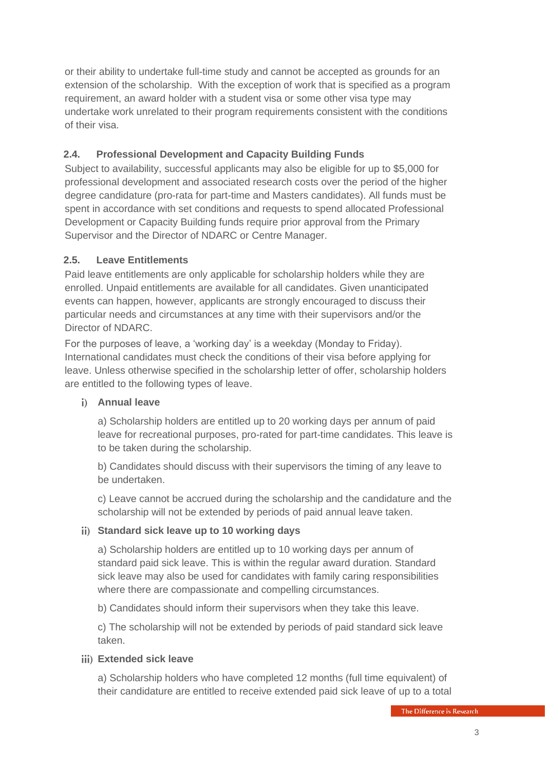or their ability to undertake full-time study and cannot be accepted as grounds for an extension of the scholarship. With the exception of work that is specified as a program requirement, an award holder with a student visa or some other visa type may undertake work unrelated to their program requirements consistent with the conditions of their visa.

### 2.4. Professional Development and Capacity Building Funds

Subject to availability, successful applicants may also be eligible for up to $5,000 for professional development and associated research costs over the period of the higher degree candidature (pro-rata for part-time and Masters candidates). All funds must be spent in accordance with set conditions and requests to spend allocated Professional Development or Capacity Building funds require prior approval from the Primary Supervisor and the Director of NDARC or Centre Manager.

### 2.5. Leave Entitlements

Paid leave entitlements are only applicable for scholarship holders while they are enrolled. Unpaid entitlements are available for all candidates. Given unanticipated events can happen, however, applicants are strongly encouraged to discuss their particular needs and circumstances at any time with their supervisors and/or the Director of NDARC.

For the purposes of leave, a 'working day' is a weekday (Monday to Friday). International candidates must check the conditions of their visa before applying for leave. Unless otherwise specified in the scholarship letter of offer, scholarship holders are entitled to the following types of leave.

#### i) Annual leave

a) Scholarship holders are entitled up to 20 working days per annum of paid leave for recreational purposes, pro-rated for part-time candidates. This leave is to be taken during the scholarship.

b) Candidates should discuss with their supervisors the timing of any leave to be undertaken.

c) Leave cannot be accrued during the scholarship and the candidature and the scholarship will not be extended by periods of paid annual leave taken.

#### ii) Standard sick leave up to 10 working days

a) Scholarship holders are entitled up to 10 working days per annum of standard paid sick leave. This is within the regular award duration. Standard sick leave may also be used for candidates with family caring responsibilities where there are compassionate and compelling circumstances.

b) Candidates should inform their supervisors when they take this leave.

c) The scholarship will not be extended by periods of paid standard sick leave taken.

#### iii) Extended sick leave

a) Scholarship holders who have completed 12 months (full time equivalent) of their candidature are entitled to receive extended paid sick leave of up to a total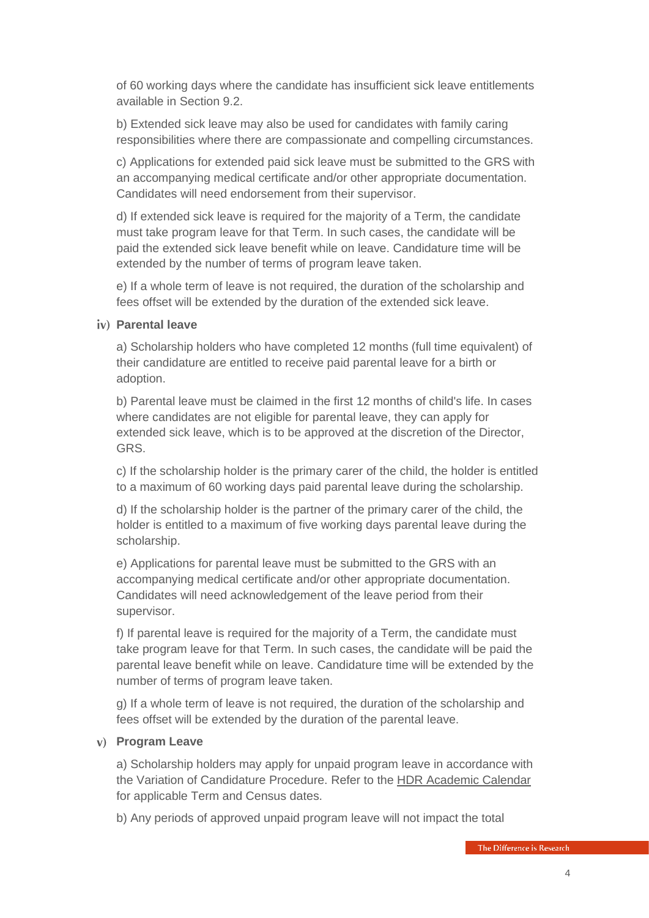of 60 working days where the candidate has insufficient sick leave entitlements available in Section 9.2.

b) Extended sick leave may also be used for candidates with family caring responsibilities where there are compassionate and compelling circumstances.

c) Applications for extended paid sick leave must be submitted to the GRS with an accompanying medical certificate and/or other appropriate documentation. Candidates will need endorsement from their supervisor.

d) If extended sick leave is required for the majority of a Term, the candidate must take program leave for that Term. In such cases, the candidate will be paid the extended sick leave benefit while on leave. Candidature time will be extended by the number of terms of program leave taken.

e) If a whole term of leave is not required, the duration of the scholarship and fees offset will be extended by the duration of the extended sick leave.

**iv) Parental leave**

a) Scholarship holders who have completed 12 months (full time equivalent) of their candidature are entitled to receive paid parental leave for a birth or adoption.

b) Parental leave must be claimed in the first 12 months of child's life. In cases where candidates are not eligible for parental leave, they can apply for extended sick leave, which is to be approved at the discretion of the Director, GRS.

c) If the scholarship holder is the primary carer of the child, the holder is entitled to a maximum of 60 working days paid parental leave during the scholarship.

d) If the scholarship holder is the partner of the primary carer of the child, the holder is entitled to a maximum of five working days parental leave during the scholarship.

e) Applications for parental leave must be submitted to the GRS with an accompanying medical certificate and/or other appropriate documentation. Candidates will need acknowledgement of the leave period from their supervisor.

f) If parental leave is required for the majority of a Term, the candidate must take program leave for that Term. In such cases, the candidate will be paid the parental leave benefit while on leave. Candidature time will be extended by the number of terms of program leave taken.

g) If a whole term of leave is not required, the duration of the scholarship and fees offset will be extended by the duration of the parental leave.

**v) Program Leave**

a) Scholarship holders may apply for unpaid program leave in accordance with the Variation of Candidature Procedure. Refer to the HDR Academic Calendar for applicable Term and Census dates.

b) Any periods of approved unpaid program leave will not impact the total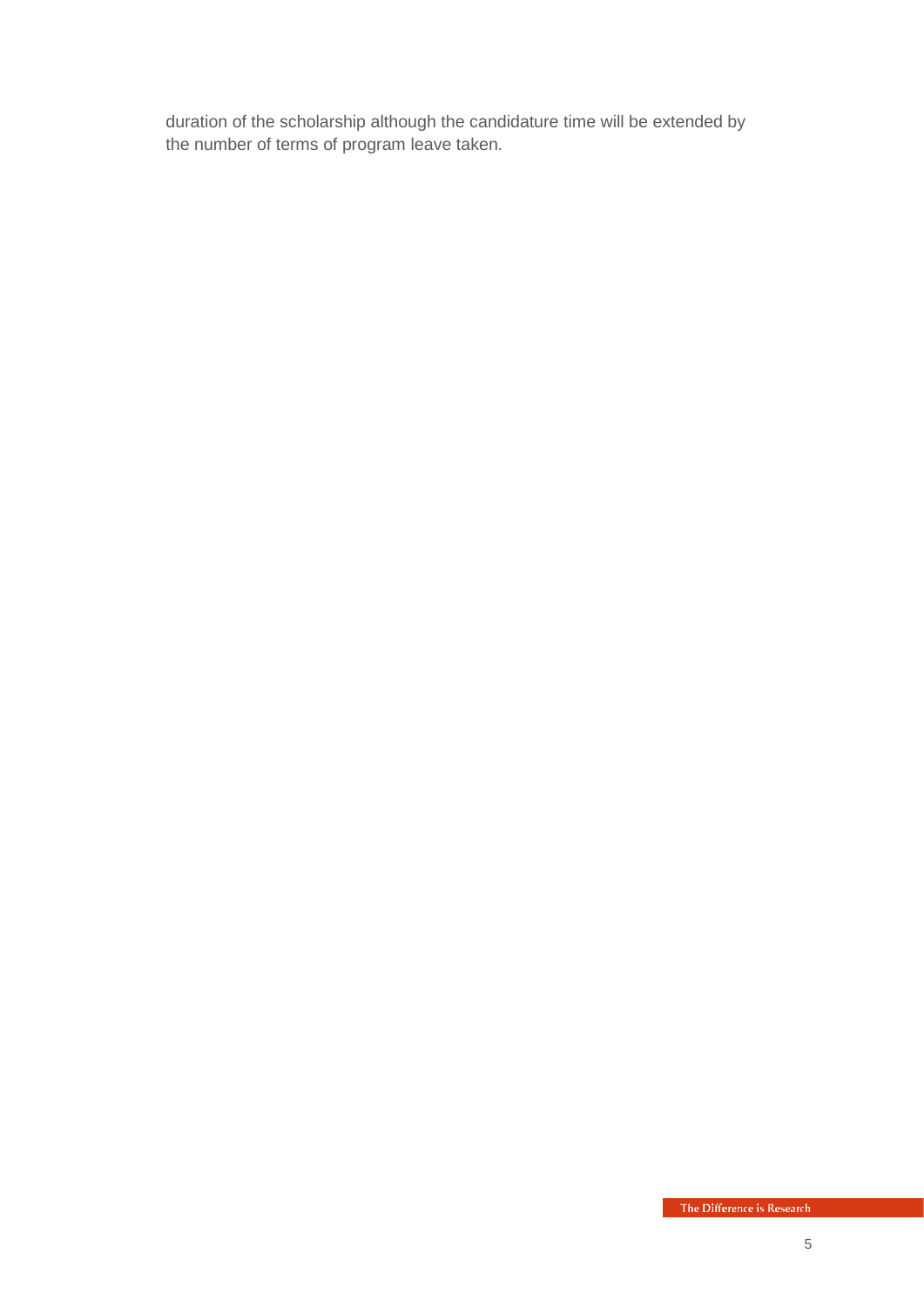duration of the scholarship although the candidature time will be extended by the number of terms of program leave taken.